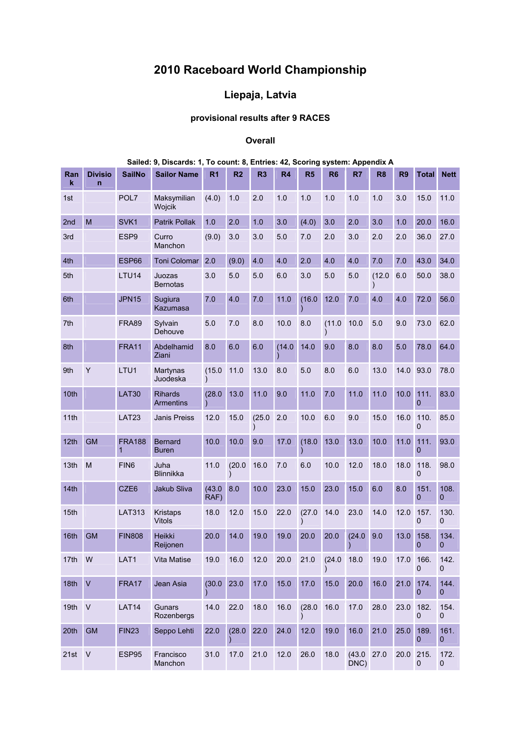# 2010 Raceboard World Championship

## Liepaja, Latvia

### provisional results after 9 RACES

### Overall

**Sailed: 9, Discards: 1, To count: 8, Entries: 42, Scoring system: Appendix A**

| Rank | Division | SailNo | Sailor Name | R1 | R2 | R3 | R4 | R5 | R6 | R7 | R8 | R9 | Total | Nett |
|---|---|---|---|---|---|---|---|---|---|---|---|---|---|---|
| 1st | | POL7 | Maksymilian Wojcik | (4.0) | 1.0 | 2.0 | 1.0 | 1.0 | 1.0 | 1.0 | 1.0 | 3.0 | 15.0 | 11.0 |
| 2nd | M | SVK1 | Patrik Pollak | 1.0 | 2.0 | 1.0 | 3.0 | (4.0) | 3.0 | 2.0 | 3.0 | 1.0 | 20.0 | 16.0 |
| 3rd | | ESP9 | Curro Manchon | (9.0) | 3.0 | 3.0 | 5.0 | 7.0 | 2.0 | 3.0 | 2.0 | 2.0 | 36.0 | 27.0 |
| 4th | | ESP66 | Toni Colomar | 2.0 | (9.0) | 4.0 | 4.0 | 2.0 | 4.0 | 4.0 | 7.0 | 7.0 | 43.0 | 34.0 |
| 5th | | LTU14 | Juozas Bernotas | 3.0 | 5.0 | 5.0 | 6.0 | 3.0 | 5.0 | 5.0 | (12.0) | 6.0 | 50.0 | 38.0 |
| 6th | | JPN15 | Sugiura Kazumasa | 7.0 | 4.0 | 7.0 | 11.0 | (16.0) | 12.0 | 7.0 | 4.0 | 4.0 | 72.0 | 56.0 |
| 7th | | FRA89 | Sylvain Dehouve | 5.0 | 7.0 | 8.0 | 10.0 | 8.0 | (11.0) | 10.0 | 5.0 | 9.0 | 73.0 | 62.0 |
| 8th | | FRA11 | Abdelhamid Ziani | 8.0 | 6.0 | 6.0 | (14.0) | 14.0 | 9.0 | 8.0 | 8.0 | 5.0 | 78.0 | 64.0 |
| 9th | Y | LTU1 | Martynas Juodeska | (15.0) | 11.0 | 13.0 | 8.0 | 5.0 | 8.0 | 6.0 | 13.0 | 14.0 | 93.0 | 78.0 |
| 10th | | LAT30 | Rihards Armentins | (28.0) | 13.0 | 11.0 | 9.0 | 11.0 | 7.0 | 11.0 | 11.0 | 10.0 | 111.0 | 83.0 |
| 11th | | LAT23 | Janis Preiss | 12.0 | 15.0 | (25.0) | 2.0 | 10.0 | 6.0 | 9.0 | 15.0 | 16.0 | 110.0 | 85.0 |
| 12th | GM | FRA1881 | Bernard Buren | 10.0 | 10.0 | 9.0 | 17.0 | (18.0) | 13.0 | 13.0 | 10.0 | 11.0 | 111.0 | 93.0 |
| 13th | M | FIN6 | Juha Blinnikka | 11.0 | (20.0) | 16.0 | 7.0 | 6.0 | 10.0 | 12.0 | 18.0 | 18.0 | 118.0 | 98.0 |
| 14th | | CZE6 | Jakub Sliva | (43.0 RAF) | 8.0 | 10.0 | 23.0 | 15.0 | 23.0 | 15.0 | 6.0 | 8.0 | 151.0 | 108.0 |
| 15th | | LAT313 | Kristaps Vitols | 18.0 | 12.0 | 15.0 | 22.0 | (27.0) | 14.0 | 23.0 | 14.0 | 12.0 | 157.0 | 130.0 |
| 16th | GM | FIN808 | Heikki Reijonen | 20.0 | 14.0 | 19.0 | 19.0 | 20.0 | 20.0 | (24.0) | 9.0 | 13.0 | 158.0 | 134.0 |
| 17th | W | LAT1 | Vita Matise | 19.0 | 16.0 | 12.0 | 20.0 | 21.0 | (24.0) | 18.0 | 19.0 | 17.0 | 166.0 | 142.0 |
| 18th | V | FRA17 | Jean Asia | (30.0) | 23.0 | 17.0 | 15.0 | 17.0 | 15.0 | 20.0 | 16.0 | 21.0 | 174.0 | 144.0 |
| 19th | V | LAT14 | Gunars Rozenbergs | 14.0 | 22.0 | 18.0 | 16.0 | (28.0) | 16.0 | 17.0 | 28.0 | 23.0 | 182.0 | 154.0 |
| 20th | GM | FIN23 | Seppo Lehti | 22.0 | (28.0) | 22.0 | 24.0 | 12.0 | 19.0 | 16.0 | 21.0 | 25.0 | 189.0 | 161.0 |
| 21st | V | ESP95 | Francisco Manchon | 31.0 | 17.0 | 21.0 | 12.0 | 26.0 | 18.0 | (43.0 DNC) | 27.0 | 20.0 | 215.0 | 172.0 |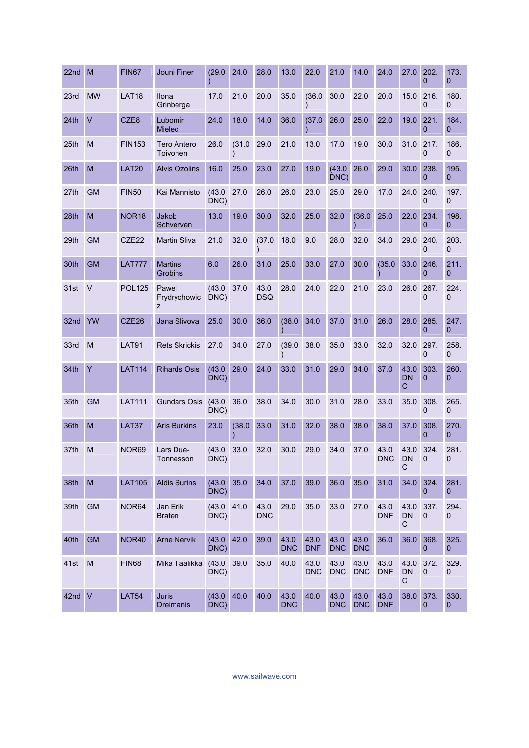| | | | | | | | | | | | | | | |
|---|---|---|---|---|---|---|---|---|---|---|---|---|---|---|
| 22nd | M | FIN67 | Jouni Finer | (29.0) | 24.0 | 28.0 | 13.0 | 22.0 | 21.0 | 14.0 | 24.0 | 27.0 | 202.0 | 173.0 |
| 23rd | MW | LAT18 | Ilona Grinberga | 17.0 | 21.0 | 20.0 | 35.0 | (36.0) | 30.0 | 22.0 | 20.0 | 15.0 | 216.0 | 180.0 |
| 24th | V | CZE8 | Lubomir Mielec | 24.0 | 18.0 | 14.0 | 36.0 | (37.0) | 26.0 | 25.0 | 22.0 | 19.0 | 221.0 | 184.0 |
| 25th | M | FIN153 | Tero Antero Toivonen | 26.0 | (31.0) | 29.0 | 21.0 | 13.0 | 17.0 | 19.0 | 30.0 | 31.0 | 217.0 | 186.0 |
| 26th | M | LAT20 | Alvis Ozolins | 16.0 | 25.0 | 23.0 | 27.0 | 19.0 | (43.0 DNC) | 26.0 | 29.0 | 30.0 | 238.0 | 195.0 |
| 27th | GM | FIN50 | Kai Mannisto | (43.0 DNC) | 27.0 | 26.0 | 26.0 | 23.0 | 25.0 | 29.0 | 17.0 | 24.0 | 240.0 | 197.0 |
| 28th | M | NOR18 | Jakob Schverven | 13.0 | 19.0 | 30.0 | 32.0 | 25.0 | 32.0 | (36.0) | 25.0 | 22.0 | 234.0 | 198.0 |
| 29th | GM | CZE22 | Martin Sliva | 21.0 | 32.0 | (37.0) | 18.0 | 9.0 | 28.0 | 32.0 | 34.0 | 29.0 | 240.0 | 203.0 |
| 30th | GM | LAT777 | Martins Grobins | 6.0 | 26.0 | 31.0 | 25.0 | 33.0 | 27.0 | 30.0 | (35.0) | 33.0 | 246.0 | 211.0 |
| 31st | V | POL125 | Pawel Frydrychowicz | (43.0 DNC) | 37.0 | 43.0 DSQ | 28.0 | 24.0 | 22.0 | 21.0 | 23.0 | 26.0 | 267.0 | 224.0 |
| 32nd | YW | CZE26 | Jana Slivova | 25.0 | 30.0 | 36.0 | (38.0) | 34.0 | 37.0 | 31.0 | 26.0 | 28.0 | 285.0 | 247.0 |
| 33rd | M | LAT91 | Rets Skrickis | 27.0 | 34.0 | 27.0 | (39.0) | 38.0 | 35.0 | 33.0 | 32.0 | 32.0 | 297.0 | 258.0 |
| 34th | Y | LAT114 | Rihards Osis | (43.0 DNC) | 29.0 | 24.0 | 33.0 | 31.0 | 29.0 | 34.0 | 37.0 | 43.0 DNC | 303.0 | 260.0 |
| 35th | GM | LAT111 | Gundars Osis | (43.0 DNC) | 36.0 | 38.0 | 34.0 | 30.0 | 31.0 | 28.0 | 33.0 | 35.0 | 308.0 | 265.0 |
| 36th | M | LAT37 | Aris Burkins | 23.0 | (38.0) | 33.0 | 31.0 | 32.0 | 38.0 | 38.0 | 38.0 | 37.0 | 308.0 | 270.0 |
| 37th | M | NOR69 | Lars Due-Tonnesson | (43.0 DNC) | 33.0 | 32.0 | 30.0 | 29.0 | 34.0 | 37.0 | 43.0 DNC | 43.0 DNC | 324.0 | 281.0 |
| 38th | M | LAT105 | Aldis Surins | (43.0 DNC) | 35.0 | 34.0 | 37.0 | 39.0 | 36.0 | 35.0 | 31.0 | 34.0 | 324.0 | 281.0 |
| 39th | GM | NOR64 | Jan Erik Braten | (43.0 DNC) | 41.0 | 43.0 DNC | 29.0 | 35.0 | 33.0 | 27.0 | 43.0 DNF | 43.0 DNC | 337.0 | 294.0 |
| 40th | GM | NOR40 | Arne Nervik | (43.0 DNC) | 42.0 | 39.0 | 43.0 DNC | 43.0 DNF | 43.0 DNC | 43.0 DNC | 36.0 | 36.0 | 368.0 | 325.0 |
| 41st | M | FIN68 | Mika Taalikka | (43.0 DNC) | 39.0 | 35.0 | 40.0 | 43.0 DNC | 43.0 DNC | 43.0 DNC | 43.0 DNF | 43.0 DNC | 372.0 | 329.0 |
| 42nd | V | LAT54 | Juris Dreimanis | (43.0 DNC) | 40.0 | 40.0 | 43.0 DNC | 40.0 | 43.0 DNC | 43.0 DNC | 43.0 DNF | 38.0 | 373.0 | 330.0 |

www.sailwave.com